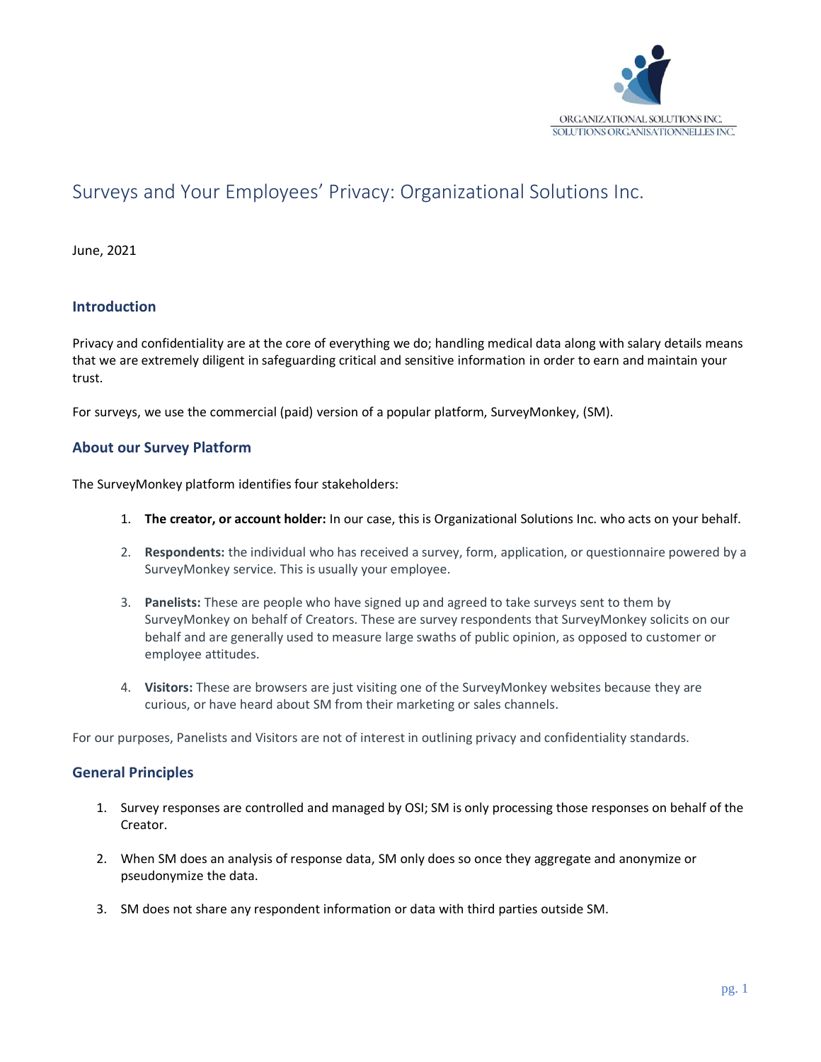ORGANIZATIONAL SOLUTIONS INC.
SOLUTIONS ORGANISATIONNELLES INC.

# Surveys and Your Employees' Privacy: Organizational Solutions Inc.

June, 2021

## Introduction

Privacy and confidentiality are at the core of everything we do; handling medical data along with salary details means that we are extremely diligent in safeguarding critical and sensitive information in order to earn and maintain your trust.

For surveys, we use the commercial (paid) version of a popular platform, SurveyMonkey, (SM).

## About our Survey Platform

The SurveyMonkey platform identifies four stakeholders:

1. **The creator, or account holder:** In our case, this is Organizational Solutions Inc. who acts on your behalf.

2. **Respondents:** the individual who has received a survey, form, application, or questionnaire powered by a SurveyMonkey service. This is usually your employee.

3. **Panelists:** These are people who have signed up and agreed to take surveys sent to them by SurveyMonkey on behalf of Creators. These are survey respondents that SurveyMonkey solicits on our behalf and are generally used to measure large swaths of public opinion, as opposed to customer or employee attitudes.

4. **Visitors:** These are browsers are just visiting one of the SurveyMonkey websites because they are curious, or have heard about SM from their marketing or sales channels.

For our purposes, Panelists and Visitors are not of interest in outlining privacy and confidentiality standards.

## General Principles

1. Survey responses are controlled and managed by OSI; SM is only processing those responses on behalf of the Creator.

2. When SM does an analysis of response data, SM only does so once they aggregate and anonymize or pseudonymize the data.

3. SM does not share any respondent information or data with third parties outside SM.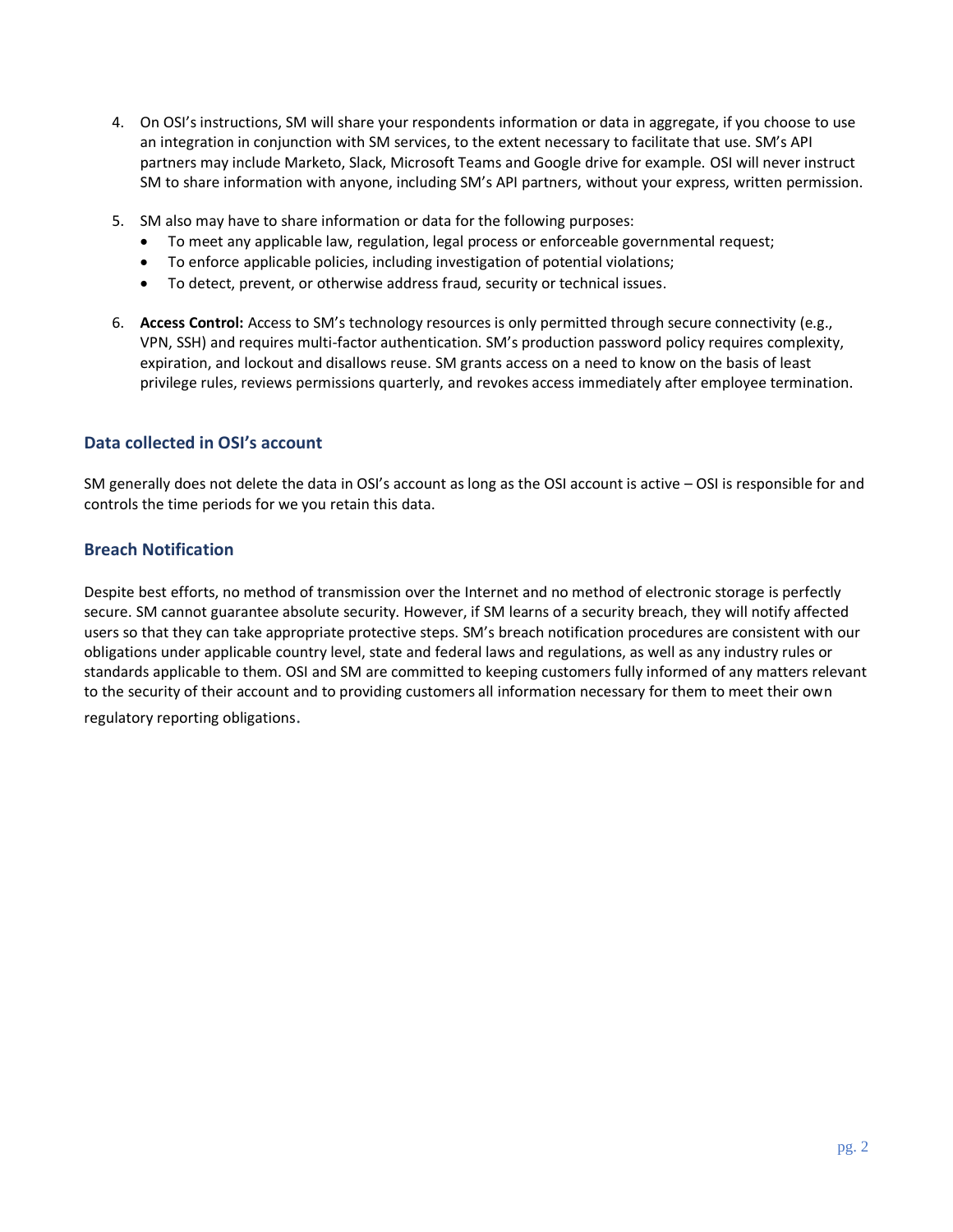4. On OSI's instructions, SM will share your respondents information or data in aggregate, if you choose to use an integration in conjunction with SM services, to the extent necessary to facilitate that use. SM's API partners may include Marketo, Slack, Microsoft Teams and Google drive for example. OSI will never instruct SM to share information with anyone, including SM's API partners, without your express, written permission.

5. SM also may have to share information or data for the following purposes:
   - To meet any applicable law, regulation, legal process or enforceable governmental request;
   - To enforce applicable policies, including investigation of potential violations;
   - To detect, prevent, or otherwise address fraud, security or technical issues.

6. **Access Control:** Access to SM's technology resources is only permitted through secure connectivity (e.g., VPN, SSH) and requires multi-factor authentication. SM's production password policy requires complexity, expiration, and lockout and disallows reuse. SM grants access on a need to know on the basis of least privilege rules, reviews permissions quarterly, and revokes access immediately after employee termination.

## Data collected in OSI's account

SM generally does not delete the data in OSI's account as long as the OSI account is active – OSI is responsible for and controls the time periods for we you retain this data.

## Breach Notification

Despite best efforts, no method of transmission over the Internet and no method of electronic storage is perfectly secure. SM cannot guarantee absolute security. However, if SM learns of a security breach, they will notify affected users so that they can take appropriate protective steps. SM's breach notification procedures are consistent with our obligations under applicable country level, state and federal laws and regulations, as well as any industry rules or standards applicable to them. OSI and SM are committed to keeping customers fully informed of any matters relevant to the security of their account and to providing customers all information necessary for them to meet their own regulatory reporting obligations.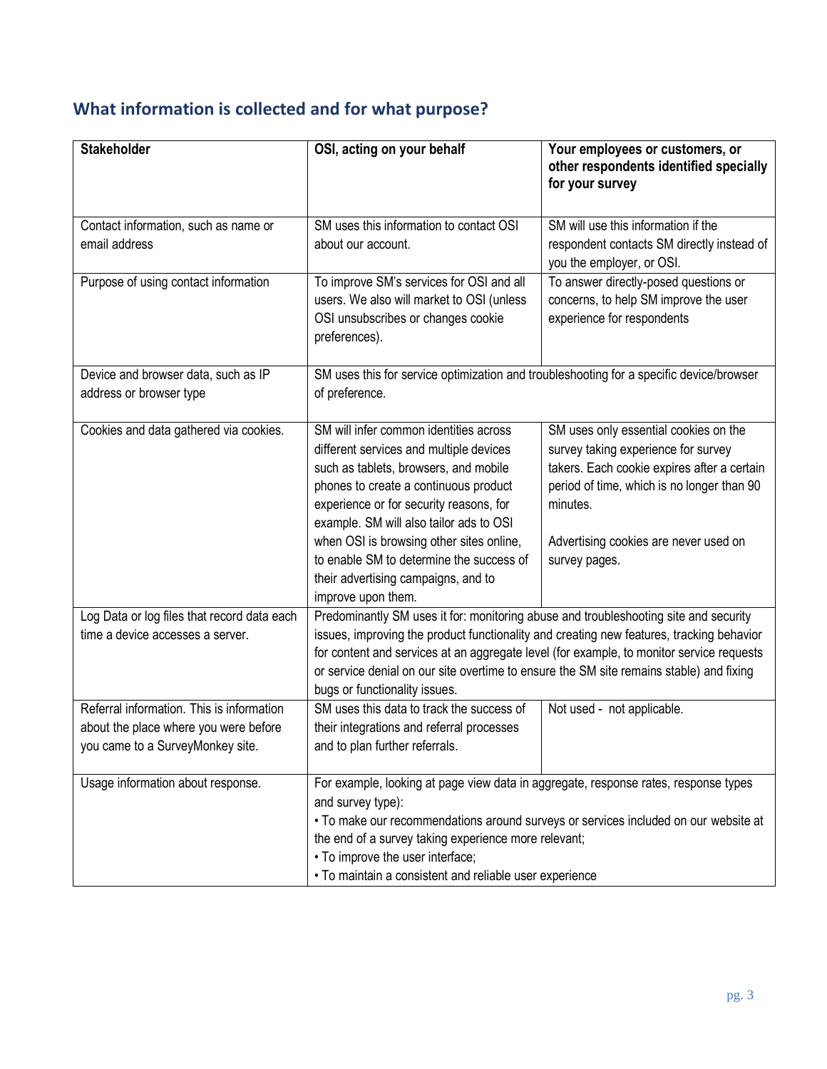## What information is collected and for what purpose?

| Stakeholder | OSI, acting on your behalf | Your employees or customers, or other respondents identified specially for your survey |
|---|---|---|
| Contact information, such as name or email address | SM uses this information to contact OSI about our account. | SM will use this information if the respondent contacts SM directly instead of you the employer, or OSI. |
| Purpose of using contact information | To improve SM's services for OSI and all users. We also will market to OSI (unless OSI unsubscribes or changes cookie preferences). | To answer directly-posed questions or concerns, to help SM improve the user experience for respondents |
| Device and browser data, such as IP address or browser type | SM uses this for service optimization and troubleshooting for a specific device/browser of preference. | |
| Cookies and data gathered via cookies. | SM will infer common identities across different services and multiple devices such as tablets, browsers, and mobile phones to create a continuous product experience or for security reasons, for example. SM will also tailor ads to OSI when OSI is browsing other sites online, to enable SM to determine the success of their advertising campaigns, and to improve upon them. | SM uses only essential cookies on the survey taking experience for survey takers. Each cookie expires after a certain period of time, which is no longer than 90 minutes.<br><br>Advertising cookies are never used on survey pages. |
| Log Data or log files that record data each time a device accesses a server. | Predominantly SM uses it for: monitoring abuse and troubleshooting site and security issues, improving the product functionality and creating new features, tracking behavior for content and services at an aggregate level (for example, to monitor service requests or service denial on our site overtime to ensure the SM site remains stable) and fixing bugs or functionality issues. | |
| Referral information. This is information about the place where you were before you came to a SurveyMonkey site. | SM uses this data to track the success of their integrations and referral processes and to plan further referrals. | Not used - not applicable. |
| Usage information about response. | For example, looking at page view data in aggregate, response rates, response types and survey type):<br>• To make our recommendations around surveys or services included on our website at the end of a survey taking experience more relevant;<br>• To improve the user interface;<br>• To maintain a consistent and reliable user experience | |